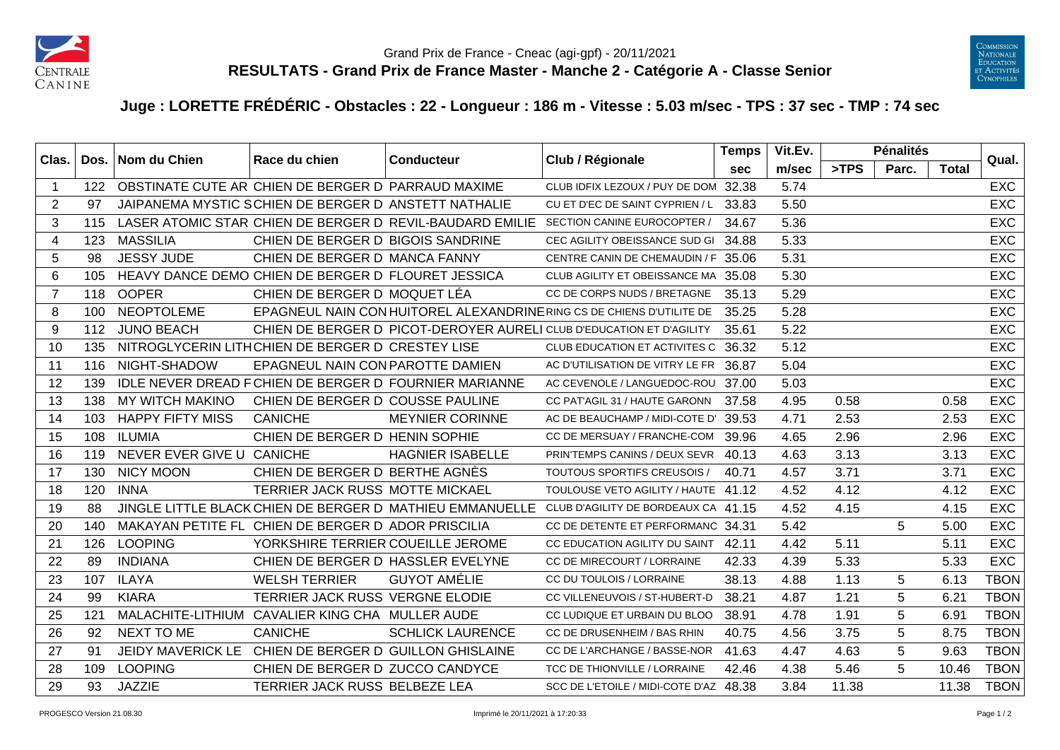Grand Prix de France - Cneac (agi-gpf) - 20/11/2021

## RESULTATS - Grand Prix de France Master - Manche 2 - Catégorie A - Classe Senior

### Juge : LORETTE FRÉDÉRIC - Obstacles : 22 - Longueur : 186 m - Vitesse : 5.03 m/sec - TPS : 37 sec - TMP : 74 sec

| Clas. | Dos. | Nom du Chien | Race du chien | Conducteur | Club / Régionale | Temps | Vit.Ev. | Pénalités | | | Qual. |
|---|---|---|---|---|---|---|---|---|---|---|---|
| | | | | | | sec | m/sec | >TPS | Parc. | Total | |
| 1 | 122 | OBSTINATE CUTE AR | CHIEN DE BERGER D | PARRAUD MAXIME | CLUB IDFIX LEZOUX / PUY DE DOM | 32.38 | 5.74 | | | | EXC |
| 2 | 97 | JAIPANEMA MYSTIC S | CHIEN DE BERGER D | ANSTETT NATHALIE | CU ET D'EC DE SAINT CYPRIEN / L | 33.83 | 5.50 | | | | EXC |
| 3 | 115 | LASER ATOMIC STAR | CHIEN DE BERGER D | REVIL-BAUDARD EMILIE | SECTION CANINE EUROCOPTER / | 34.67 | 5.36 | | | | EXC |
| 4 | 123 | MASSILIA | CHIEN DE BERGER D | BIGOIS SANDRINE | CEC AGILITY OBEISSANCE SUD GI | 34.88 | 5.33 | | | | EXC |
| 5 | 98 | JESSY JUDE | CHIEN DE BERGER D | MANCA FANNY | CENTRE CANIN DE CHEMAUDIN / F | 35.06 | 5.31 | | | | EXC |
| 6 | 105 | HEAVY DANCE DEMO | CHIEN DE BERGER D | FLOURET JESSICA | CLUB AGILITY ET OBEISSANCE MA | 35.08 | 5.30 | | | | EXC |
| 7 | 118 | OOPER | CHIEN DE BERGER D | MOQUET LÉA | CC DE CORPS NUDS / BRETAGNE | 35.13 | 5.29 | | | | EXC |
| 8 | 100 | NEOPTOLEME | EPAGNEUL NAIN CON | HUITOREL ALEXANDRINE | RING CS DE CHIENS D'UTILITE DE | 35.25 | 5.28 | | | | EXC |
| 9 | 112 | JUNO BEACH | CHIEN DE BERGER D | PICOT-DEROYER AURELI | CLUB D'EDUCATION ET D'AGILITY | 35.61 | 5.22 | | | | EXC |
| 10 | 135 | NITROGLYCERIN LITH | CHIEN DE BERGER D | CRESTEY LISE | CLUB EDUCATION ET ACTIVITES C | 36.32 | 5.12 | | | | EXC |
| 11 | 116 | NIGHT-SHADOW | EPAGNEUL NAIN CON | PAROTTE DAMIEN | AC D'UTILISATION DE VITRY LE FR | 36.87 | 5.04 | | | | EXC |
| 12 | 139 | IDLE NEVER DREAD F | CHIEN DE BERGER D | FOURNIER MARIANNE | AC CEVENOLE / LANGUEDOC-ROU | 37.00 | 5.03 | | | | EXC |
| 13 | 138 | MY WITCH MAKINO | CHIEN DE BERGER D | COUSSE PAULINE | CC PAT'AGIL 31 / HAUTE GARONN | 37.58 | 4.95 | 0.58 | | 0.58 | EXC |
| 14 | 103 | HAPPY FIFTY MISS | CANICHE | MEYNIER CORINNE | AC DE BEAUCHAMP / MIDI-COTE D' | 39.53 | 4.71 | 2.53 | | 2.53 | EXC |
| 15 | 108 | ILUMIA | CHIEN DE BERGER D | HENIN SOPHIE | CC DE MERSUAY / FRANCHE-COM | 39.96 | 4.65 | 2.96 | | 2.96 | EXC |
| 16 | 119 | NEVER EVER GIVE U | CANICHE | HAGNIER ISABELLE | PRIN'TEMPS CANINS / DEUX SEVR | 40.13 | 4.63 | 3.13 | | 3.13 | EXC |
| 17 | 130 | NICY MOON | CHIEN DE BERGER D | BERTHE AGNÈS | TOUTOUS SPORTIFS CREUSOIS / | 40.71 | 4.57 | 3.71 | | 3.71 | EXC |
| 18 | 120 | INNA | TERRIER JACK RUSS | MOTTE MICKAEL | TOULOUSE VETO AGILITY / HAUTE | 41.12 | 4.52 | 4.12 | | 4.12 | EXC |
| 19 | 88 | JINGLE LITTLE BLACK | CHIEN DE BERGER D | MATHIEU EMMANUELLE | CLUB D'AGILITY DE BORDEAUX CA | 41.15 | 4.52 | 4.15 | | 4.15 | EXC |
| 20 | 140 | MAKAYAN PETITE FL | CHIEN DE BERGER D | ADOR PRISCILIA | CC DE DETENTE ET PERFORMANC | 34.31 | 5.42 | | 5 | 5.00 | EXC |
| 21 | 126 | LOOPING | YORKSHIRE TERRIER | COUEILLE JEROME | CC EDUCATION AGILITY DU SAINT | 42.11 | 4.42 | 5.11 | | 5.11 | EXC |
| 22 | 89 | INDIANA | CHIEN DE BERGER D | HASSLER EVELYNE | CC DE MIRECOURT / LORRAINE | 42.33 | 4.39 | 5.33 | | 5.33 | EXC |
| 23 | 107 | ILAYA | WELSH TERRIER | GUYOT AMÉLIE | CC DU TOULOIS / LORRAINE | 38.13 | 4.88 | 1.13 | 5 | 6.13 | TBON |
| 24 | 99 | KIARA | TERRIER JACK RUSS | VERGNE ELODIE | CC VILLENEUVOIS / ST-HUBERT-D | 38.21 | 4.87 | 1.21 | 5 | 6.21 | TBON |
| 25 | 121 | MALACHITE-LITHIUM | CAVALIER KING CHA | MULLER AUDE | CC LUDIQUE ET URBAIN DU BLOO | 38.91 | 4.78 | 1.91 | 5 | 6.91 | TBON |
| 26 | 92 | NEXT TO ME | CANICHE | SCHLICK LAURENCE | CC DE DRUSENHEIM / BAS RHIN | 40.75 | 4.56 | 3.75 | 5 | 8.75 | TBON |
| 27 | 91 | JEIDY MAVERICK LE | CHIEN DE BERGER D | GUILLON GHISLAINE | CC DE L'ARCHANGE / BASSE-NOR | 41.63 | 4.47 | 4.63 | 5 | 9.63 | TBON |
| 28 | 109 | LOOPING | CHIEN DE BERGER D | ZUCCO CANDYCE | TCC DE THIONVILLE / LORRAINE | 42.46 | 4.38 | 5.46 | 5 | 10.46 | TBON |
| 29 | 93 | JAZZIE | TERRIER JACK RUSS | BELBEZE LEA | SCC DE L'ETOILE / MIDI-COTE D'AZ | 48.38 | 3.84 | 11.38 | | 11.38 | TBON |

PROGESCO Version 21.08.30 — Imprimé le 20/11/2021 à 17:20:33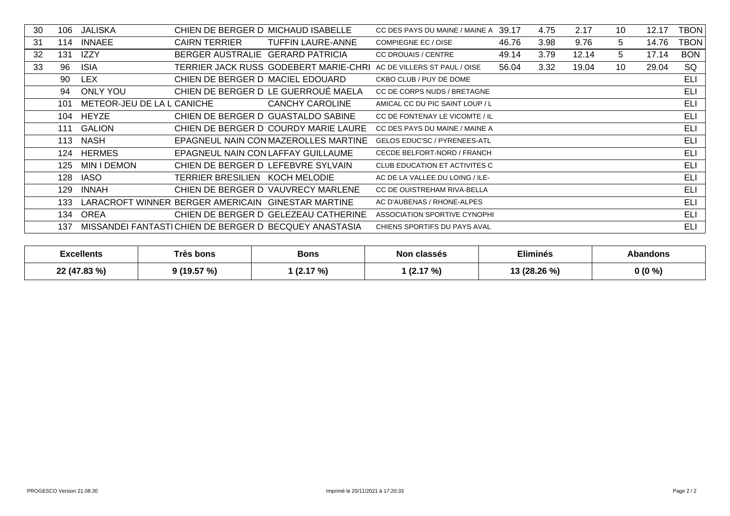| | | | | | | | | | | | | |
|---|---|---|---|---|---|---|---|---|---|---|---|---|
| 30 | 106 | JALISKA | CHIEN DE BERGER D | MICHAUD ISABELLE | CC DES PAYS DU MAINE / MAINE A | 39.17 | 4.75 | 2.17 | 10 | 12.17 | TBON |
| 31 | 114 | INNAEE | CAIRN TERRIER | TUFFIN LAURE-ANNE | COMPIEGNE EC / OISE | 46.76 | 3.98 | 9.76 | 5 | 14.76 | TBON |
| 32 | 131 | IZZY | BERGER AUSTRALIE | GERARD PATRICIA | CC DROUAIS / CENTRE | 49.14 | 3.79 | 12.14 | 5 | 17.14 | BON |
| 33 | 96 | ISIA | TERRIER JACK RUSS | GODEBERT MARIE-CHRI | AC DE VILLERS ST PAUL / OISE | 56.04 | 3.32 | 19.04 | 10 | 29.04 | SQ |
| | 90 | LEX | CHIEN DE BERGER D | MACIEL EDOUARD | CKBO CLUB / PUY DE DOME | | | | | | ELI |
| | 94 | ONLY YOU | CHIEN DE BERGER D | LE GUERROUÉ MAELA | CC DE CORPS NUDS / BRETAGNE | | | | | | ELI |
| | 101 | METEOR-JEU DE LA L | CANICHE | CANCHY CAROLINE | AMICAL CC DU PIC SAINT LOUP / L | | | | | | ELI |
| | 104 | HEYZE | CHIEN DE BERGER D | GUASTALDO SABINE | CC DE FONTENAY LE VICOMTE / IL | | | | | | ELI |
| | 111 | GALION | CHIEN DE BERGER D | COURDY MARIE LAURE | CC DES PAYS DU MAINE / MAINE A | | | | | | ELI |
| | 113 | NASH | EPAGNEUL NAIN CON | MAZEROLLES MARTINE | GELOS EDUC'SC / PYRENEES-ATL | | | | | | ELI |
| | 124 | HERMES | EPAGNEUL NAIN CON | LAFFAY GUILLAUME | CECDE BELFORT-NORD / FRANCH | | | | | | ELI |
| | 125 | MIN I DEMON | CHIEN DE BERGER D | LEFEBVRE SYLVAIN | CLUB EDUCATION ET ACTIVITES C | | | | | | ELI |
| | 128 | IASO | TERRIER BRESILIEN | KOCH MELODIE | AC DE LA VALLEE DU LOING / ILE- | | | | | | ELI |
| | 129 | INNAH | CHIEN DE BERGER D | VAUVRECY MARLENE | CC DE OUISTREHAM RIVA-BELLA | | | | | | ELI |
| | 133 | LARACROFT WINNER | BERGER AMERICAIN | GINESTAR MARTINE | AC D'AUBENAS / RHONE-ALPES | | | | | | ELI |
| | 134 | OREA | CHIEN DE BERGER D | GELEZEAU CATHERINE | ASSOCIATION SPORTIVE CYNOPHI | | | | | | ELI |
| | 137 | MISSANDEI FANTASTI | CHIEN DE BERGER D | BECQUEY ANASTASIA | CHIENS SPORTIFS DU PAYS AVAL | | | | | | ELI |

| Excellents | Très bons | Bons | Non classés | Eliminés | Abandons |
|---|---|---|---|---|---|
| 22 (47.83 %) | 9 (19.57 %) | 1 (2.17 %) | 1 (2.17 %) | 13 (28.26 %) | 0 (0 %) |

PROGESCO Version 21.08.30 — Imprimé le 20/11/2021 à 17:20:33